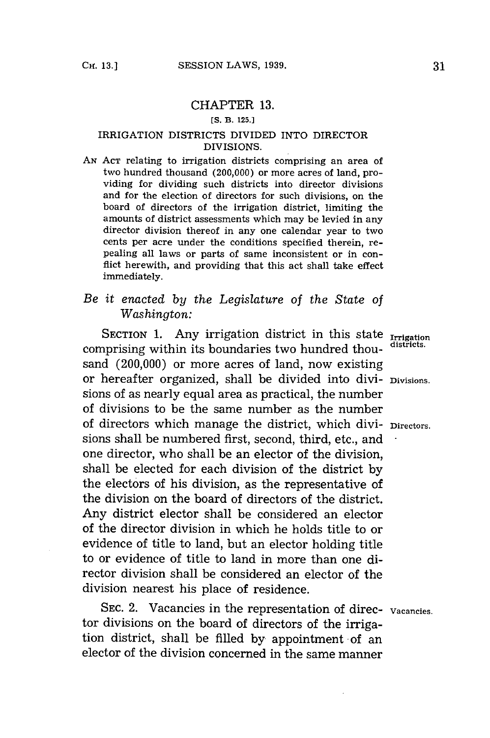# CHAPTER 13.

[S. B. 125.]

## IRRIGATION DISTRICTS DIVIDED INTO DIRECTOR DIVISIONS.

AN ACT relating to irrigation districts comprising an area of two hundred thousand (200,000) or more acres of land, providing for dividing such districts into director divisions and for the election of directors for such divisions, on the board of directors of the irrigation district, limiting the amounts of district assessments which may be levied in any director division thereof in any one calendar year to two cents per acre under the conditions specified therein, repealing all laws or parts of same inconsistent or in conflict herewith, and providing that this act shall take effect immediately.

*Be it enacted by the Legislature of the State of Washington:*

SECTION 1. Any irrigation district in this state comprising within its boundaries two hundred thousand (200,000) or more acres of land, now existing or hereafter organized, shall be divided into divisions of as nearly equal area as practical, the number of divisions to be the same number as the number of directors which manage the district, which divisions shall be numbered first, second, third, etc., and one director, who shall be an elector of the division, shall be elected for each division of the district by the electors of his division, as the representative of the division on the board of directors of the district. Any district elector shall be considered an elector of the director division in which he holds title to or evidence of title to land, but an elector holding title to or evidence of title to land in more than one director division shall be considered an elector of the division nearest his place of residence.

Irrigation districts.

Divisions.

Directors.

SEC. 2. Vacancies in the representation of director divisions on the board of directors of the irrigation district, shall be filled by appointment of an elector of the division concerned in the same manner

Vacancies.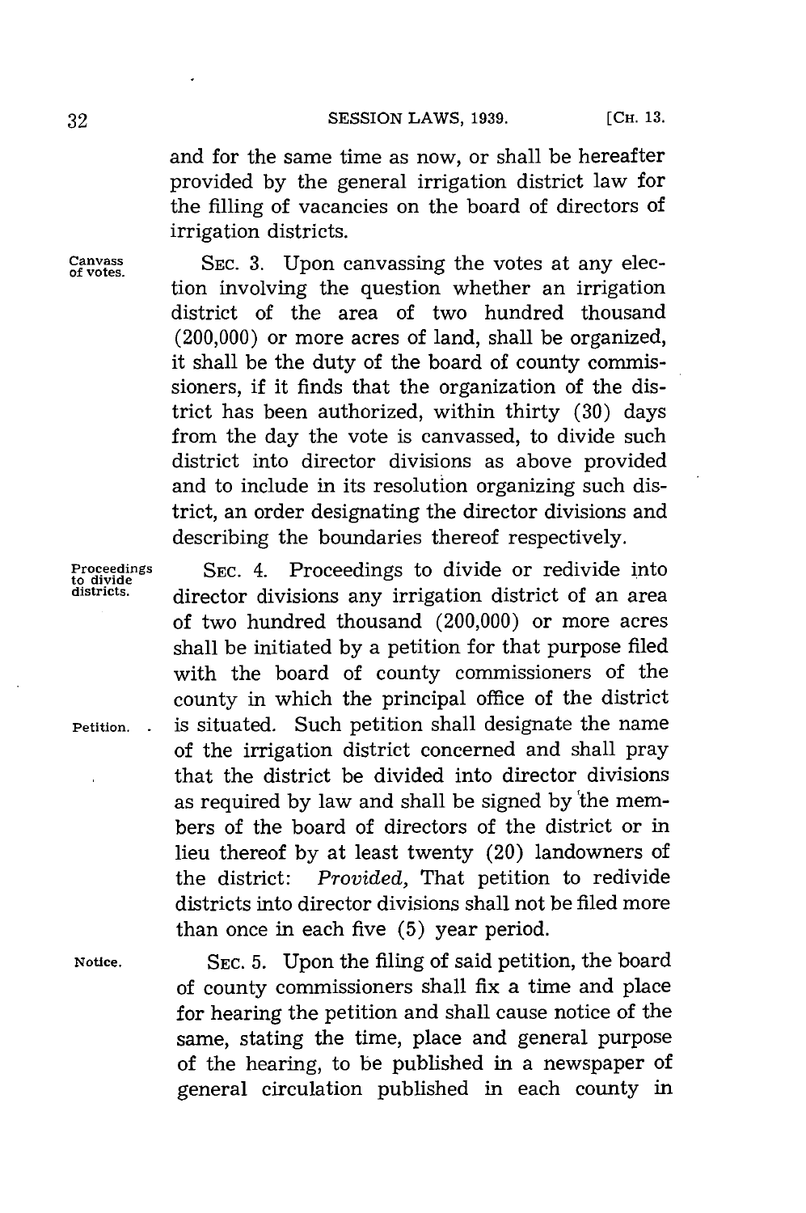and for the same time as now, or shall be hereafter provided by the general irrigation district law for the filling of vacancies on the board of directors of irrigation districts.

Canvass of votes.

SEC. 3. Upon canvassing the votes at any election involving the question whether an irrigation district of the area of two hundred thousand (200,000) or more acres of land, shall be organized, it shall be the duty of the board of county commissioners, if it finds that the organization of the district has been authorized, within thirty (30) days from the day the vote is canvassed, to divide such district into director divisions as above provided and to include in its resolution organizing such district, an order designating the director divisions and describing the boundaries thereof respectively.

Proceedings to divide districts.

SEC. 4. Proceedings to divide or redivide into director divisions any irrigation district of an area of two hundred thousand (200,000) or more acres shall be initiated by a petition for that purpose filed with the board of county commissioners of the county in which the principal office of the district is situated. Such petition shall designate the name of the irrigation district concerned and shall pray that the district be divided into director divisions as required by law and shall be signed by the members of the board of directors of the district or in lieu thereof by at least twenty (20) landowners of the district: *Provided*, That petition to redivide districts into director divisions shall not be filed more than once in each five (5) year period.

Petition.

Notice.

SEC. 5. Upon the filing of said petition, the board of county commissioners shall fix a time and place for hearing the petition and shall cause notice of the same, stating the time, place and general purpose of the hearing, to be published in a newspaper of general circulation published in each county in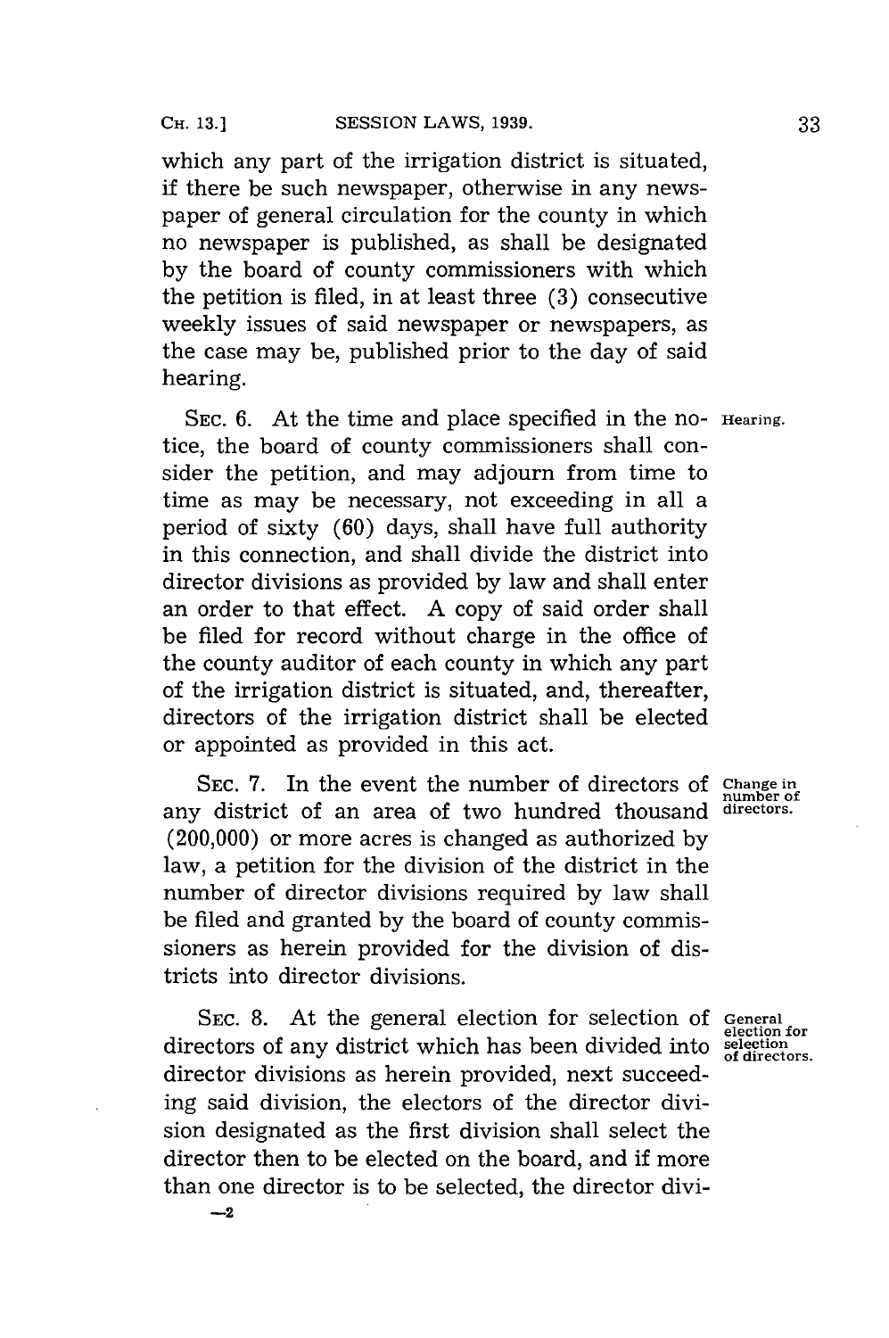which any part of the irrigation district is situated, if there be such newspaper, otherwise in any newspaper of general circulation for the county in which no newspaper is published, as shall be designated by the board of county commissioners with which the petition is filed, in at least three (3) consecutive weekly issues of said newspaper or newspapers, as the case may be, published prior to the day of said hearing.

SEC. 6. At the time and place specified in the notice, the board of county commissioners shall consider the petition, and may adjourn from time to time as may be necessary, not exceeding in all a period of sixty (60) days, shall have full authority in this connection, and shall divide the district into director divisions as provided by law and shall enter an order to that effect. A copy of said order shall be filed for record without charge in the office of the county auditor of each county in which any part of the irrigation district is situated, and, thereafter, directors of the irrigation district shall be elected or appointed as provided in this act.

*Hearing.*

SEC. 7. In the event the number of directors of any district of an area of two hundred thousand (200,000) or more acres is changed as authorized by law, a petition for the division of the district in the number of director divisions required by law shall be filed and granted by the board of county commissioners as herein provided for the division of districts into director divisions.

*Change in number of directors.*

SEC. 8. At the general election for selection of directors of any district which has been divided into director divisions as herein provided, next succeeding said division, the electors of the director division designated as the first division shall select the director then to be elected on the board, and if more than one director is to be selected, the director divi-

*General election for selection of directors.*

—2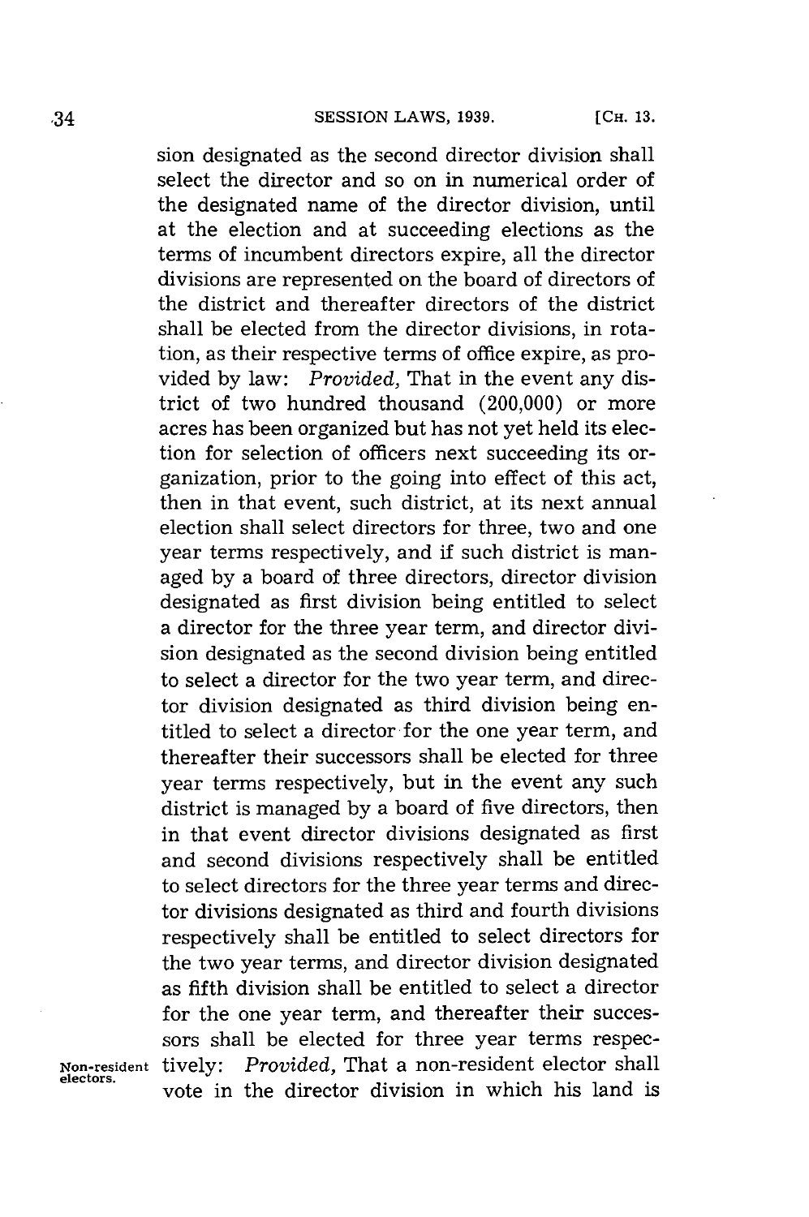sion designated as the second director division shall select the director and so on in numerical order of the designated name of the director division, until at the election and at succeeding elections as the terms of incumbent directors expire, all the director divisions are represented on the board of directors of the district and thereafter directors of the district shall be elected from the director divisions, in rotation, as their respective terms of office expire, as provided by law: *Provided,* That in the event any district of two hundred thousand (200,000) or more acres has been organized but has not yet held its election for selection of officers next succeeding its organization, prior to the going into effect of this act, then in that event, such district, at its next annual election shall select directors for three, two and one year terms respectively, and if such district is managed by a board of three directors, director division designated as first division being entitled to select a director for the three year term, and director division designated as the second division being entitled to select a director for the two year term, and director division designated as third division being entitled to select a director for the one year term, and thereafter their successors shall be elected for three year terms respectively, but in the event any such district is managed by a board of five directors, then in that event director divisions designated as first and second divisions respectively shall be entitled to select directors for the three year terms and director divisions designated as third and fourth divisions respectively shall be entitled to select directors for the two year terms, and director division designated as fifth division shall be entitled to select a director for the one year term, and thereafter their successors shall be elected for three year terms respectively: *Provided,* That a non-resident elector shall vote in the director division in which his land is

Non-resident electors.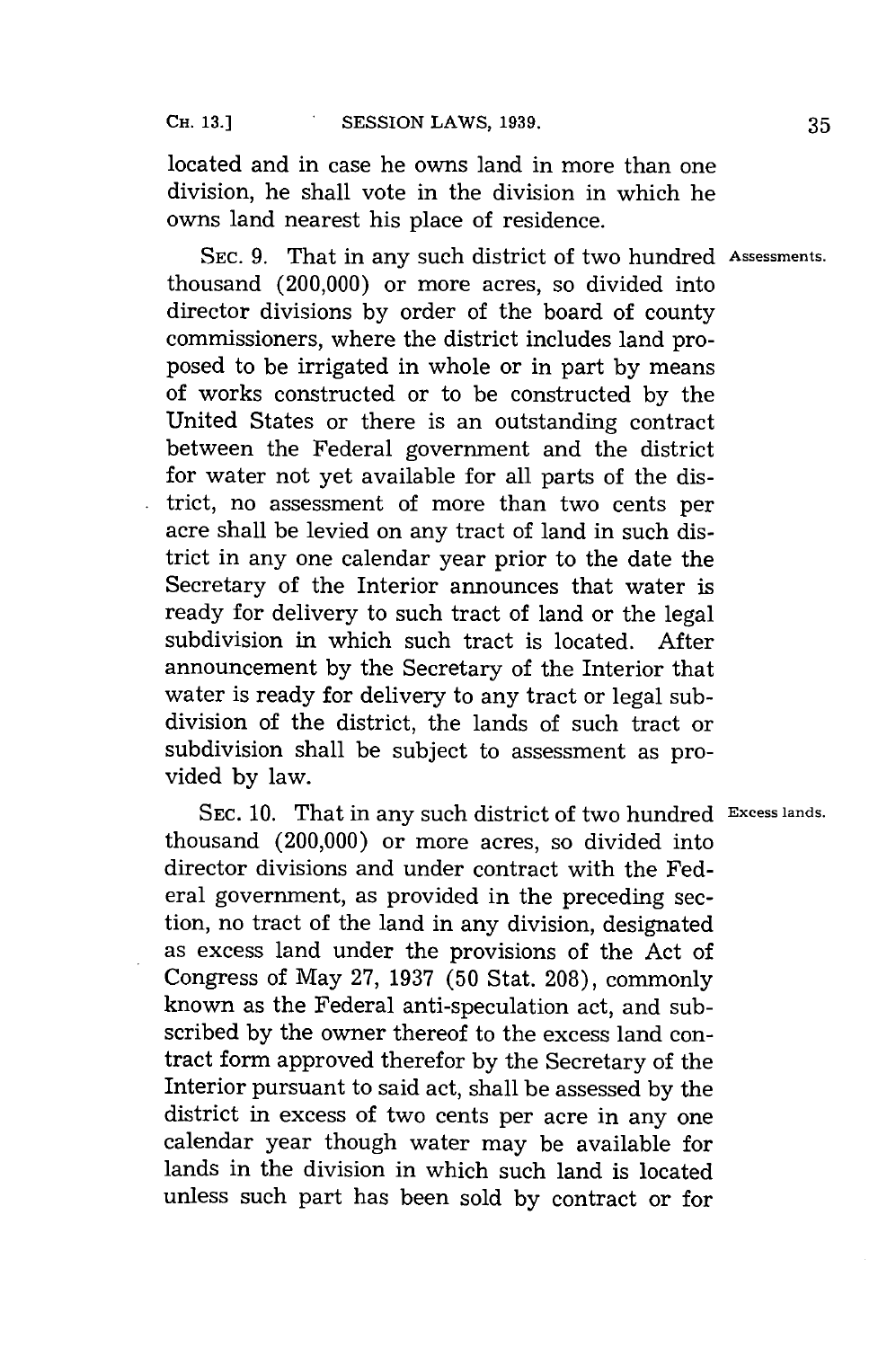located and in case he owns land in more than one division, he shall vote in the division in which he owns land nearest his place of residence.

SEC. 9. That in any such district of two hundred thousand (200,000) or more acres, so divided into director divisions by order of the board of county commissioners, where the district includes land proposed to be irrigated in whole or in part by means of works constructed or to be constructed by the United States or there is an outstanding contract between the Federal government and the district for water not yet available for all parts of the district, no assessment of more than two cents per acre shall be levied on any tract of land in such district in any one calendar year prior to the date the Secretary of the Interior announces that water is ready for delivery to such tract of land or the legal subdivision in which such tract is located. After announcement by the Secretary of the Interior that water is ready for delivery to any tract or legal subdivision of the district, the lands of such tract or subdivision shall be subject to assessment as provided by law.

*Assessments.*

SEC. 10. That in any such district of two hundred thousand (200,000) or more acres, so divided into director divisions and under contract with the Federal government, as provided in the preceding section, no tract of the land in any division, designated as excess land under the provisions of the Act of Congress of May 27, 1937 (50 Stat. 208), commonly known as the Federal anti-speculation act, and subscribed by the owner thereof to the excess land contract form approved therefor by the Secretary of the Interior pursuant to said act, shall be assessed by the district in excess of two cents per acre in any one calendar year though water may be available for lands in the division in which such land is located unless such part has been sold by contract or for

*Excess lands.*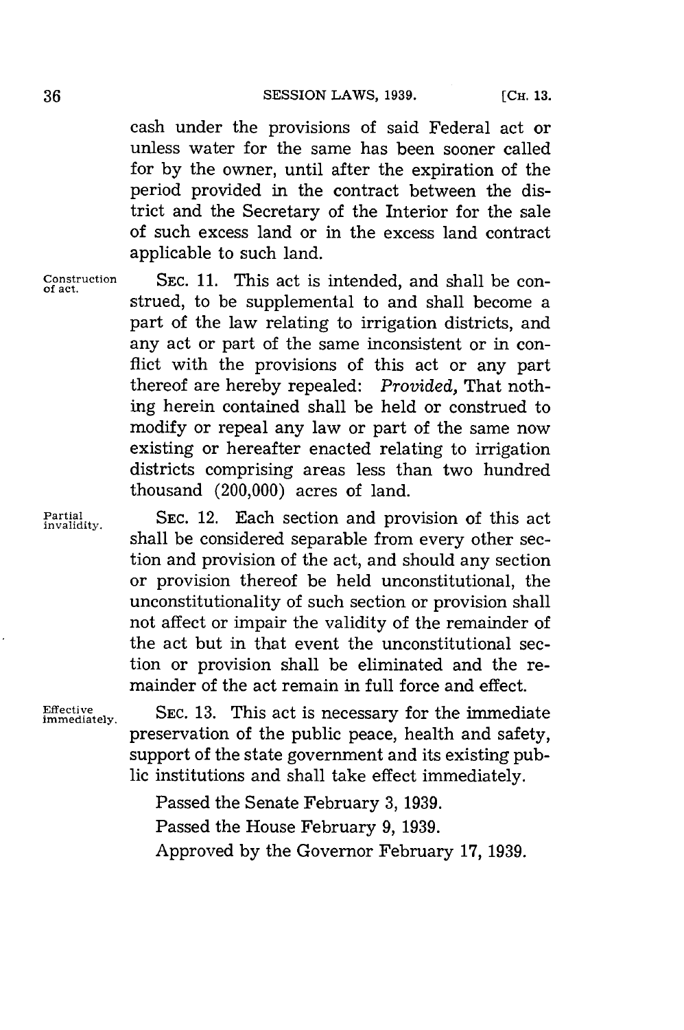cash under the provisions of said Federal act or unless water for the same has been sooner called for by the owner, until after the expiration of the period provided in the contract between the district and the Secretary of the Interior for the sale of such excess land or in the excess land contract applicable to such land.

Construction of act.

SEC. 11. This act is intended, and shall be construed, to be supplemental to and shall become a part of the law relating to irrigation districts, and any act or part of the same inconsistent or in conflict with the provisions of this act or any part thereof are hereby repealed: *Provided,* That nothing herein contained shall be held or construed to modify or repeal any law or part of the same now existing or hereafter enacted relating to irrigation districts comprising areas less than two hundred thousand (200,000) acres of land.

Partial invalidity.

SEC. 12. Each section and provision of this act shall be considered separable from every other section and provision of the act, and should any section or provision thereof be held unconstitutional, the unconstitutionality of such section or provision shall not affect or impair the validity of the remainder of the act but in that event the unconstitutional section or provision shall be eliminated and the remainder of the act remain in full force and effect.

Effective immediately.

SEC. 13. This act is necessary for the immediate preservation of the public peace, health and safety, support of the state government and its existing public institutions and shall take effect immediately.

Passed the Senate February 3, 1939.

Passed the House February 9, 1939.

Approved by the Governor February 17, 1939.